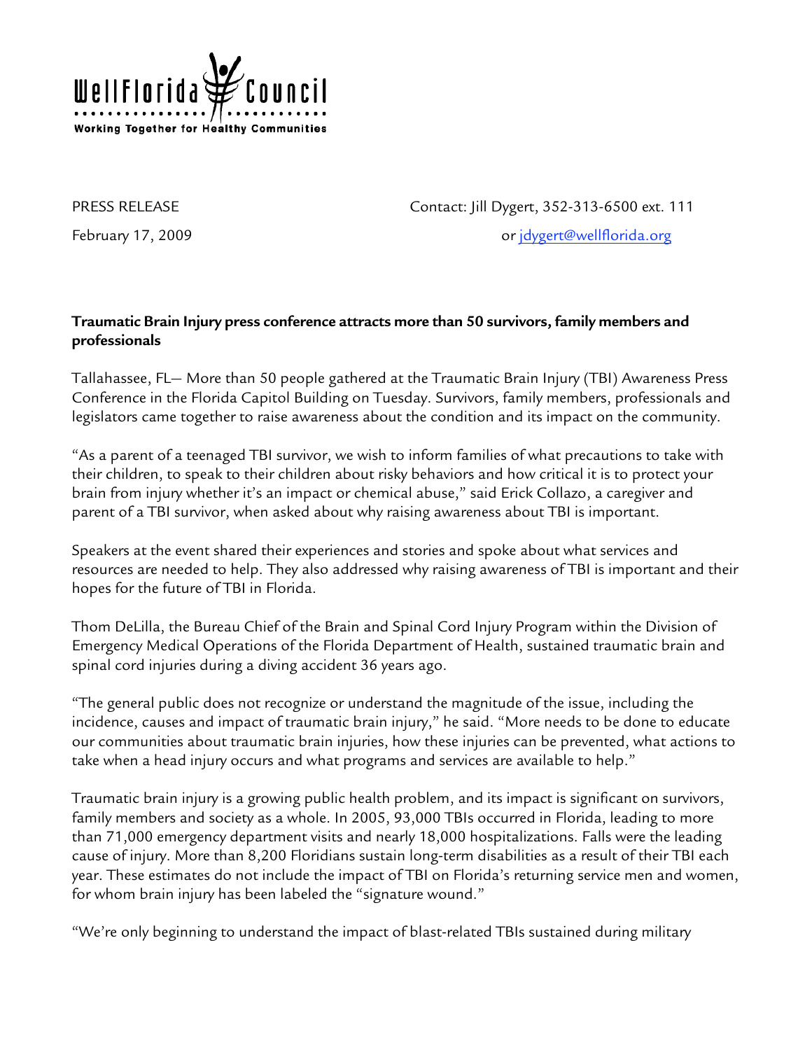WellFlorida Council

Working Together for Healthy Communities

PRESS RELEASE
February 17, 2009

Contact: Jill Dygert, 352-313-6500 ext. 111
or jdygert@wellflorida.org

**Traumatic Brain Injury press conference attracts more than 50 survivors, family members and professionals**

Tallahassee, FL— More than 50 people gathered at the Traumatic Brain Injury (TBI) Awareness Press Conference in the Florida Capitol Building on Tuesday. Survivors, family members, professionals and legislators came together to raise awareness about the condition and its impact on the community.

"As a parent of a teenaged TBI survivor, we wish to inform families of what precautions to take with their children, to speak to their children about risky behaviors and how critical it is to protect your brain from injury whether it's an impact or chemical abuse," said Erick Collazo, a caregiver and parent of a TBI survivor, when asked about why raising awareness about TBI is important.

Speakers at the event shared their experiences and stories and spoke about what services and resources are needed to help. They also addressed why raising awareness of TBI is important and their hopes for the future of TBI in Florida.

Thom DeLilla, the Bureau Chief of the Brain and Spinal Cord Injury Program within the Division of Emergency Medical Operations of the Florida Department of Health, sustained traumatic brain and spinal cord injuries during a diving accident 36 years ago.

"The general public does not recognize or understand the magnitude of the issue, including the incidence, causes and impact of traumatic brain injury," he said. "More needs to be done to educate our communities about traumatic brain injuries, how these injuries can be prevented, what actions to take when a head injury occurs and what programs and services are available to help."

Traumatic brain injury is a growing public health problem, and its impact is significant on survivors, family members and society as a whole. In 2005, 93,000 TBIs occurred in Florida, leading to more than 71,000 emergency department visits and nearly 18,000 hospitalizations. Falls were the leading cause of injury. More than 8,200 Floridians sustain long-term disabilities as a result of their TBI each year. These estimates do not include the impact of TBI on Florida's returning service men and women, for whom brain injury has been labeled the "signature wound."

"We're only beginning to understand the impact of blast-related TBIs sustained during military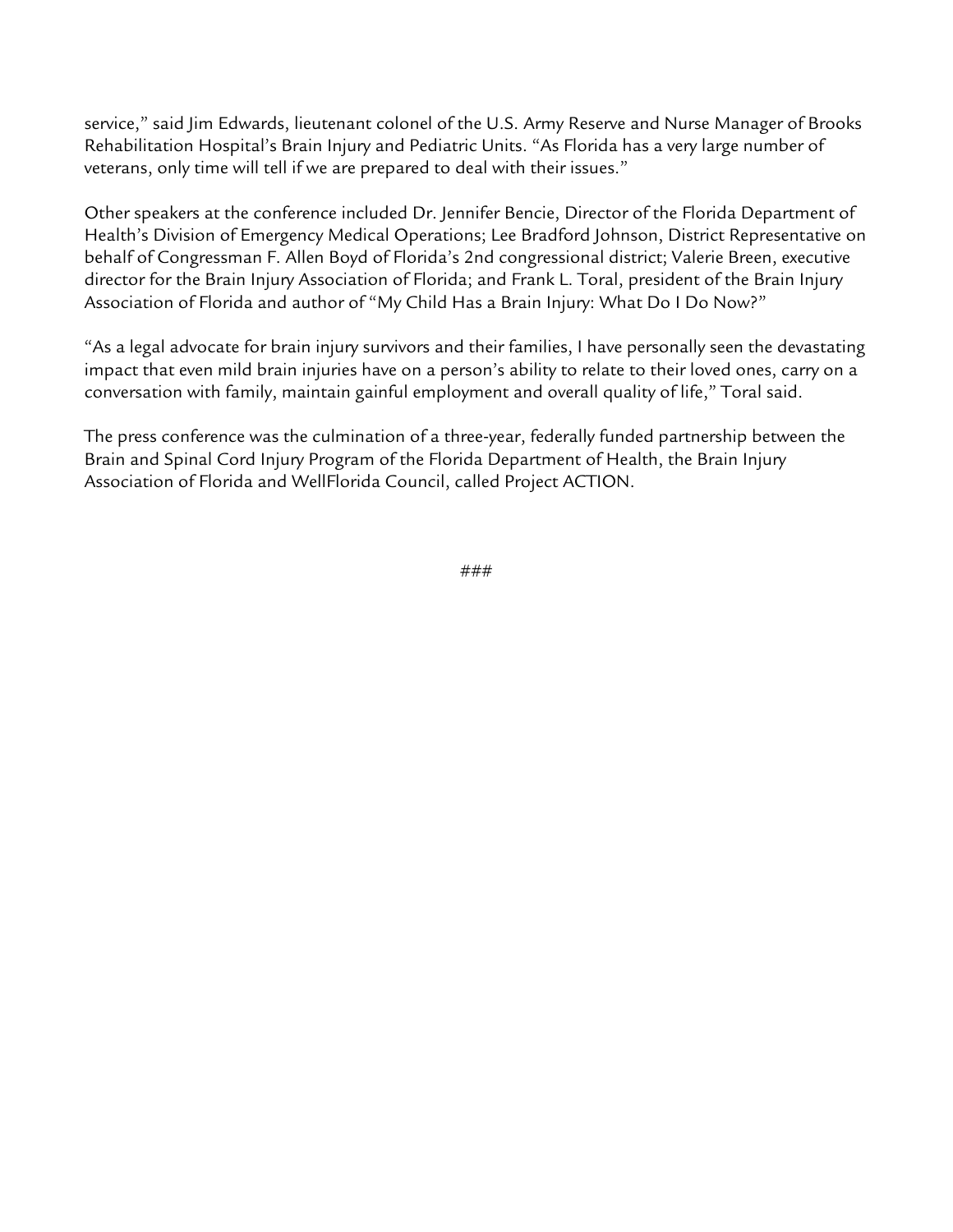service," said Jim Edwards, lieutenant colonel of the U.S. Army Reserve and Nurse Manager of Brooks Rehabilitation Hospital's Brain Injury and Pediatric Units. "As Florida has a very large number of veterans, only time will tell if we are prepared to deal with their issues."

Other speakers at the conference included Dr. Jennifer Bencie, Director of the Florida Department of Health's Division of Emergency Medical Operations; Lee Bradford Johnson, District Representative on behalf of Congressman F. Allen Boyd of Florida's 2nd congressional district; Valerie Breen, executive director for the Brain Injury Association of Florida; and Frank L. Toral, president of the Brain Injury Association of Florida and author of "My Child Has a Brain Injury: What Do I Do Now?"

"As a legal advocate for brain injury survivors and their families, I have personally seen the devastating impact that even mild brain injuries have on a person's ability to relate to their loved ones, carry on a conversation with family, maintain gainful employment and overall quality of life," Toral said.

The press conference was the culmination of a three-year, federally funded partnership between the Brain and Spinal Cord Injury Program of the Florida Department of Health, the Brain Injury Association of Florida and WellFlorida Council, called Project ACTION.

###